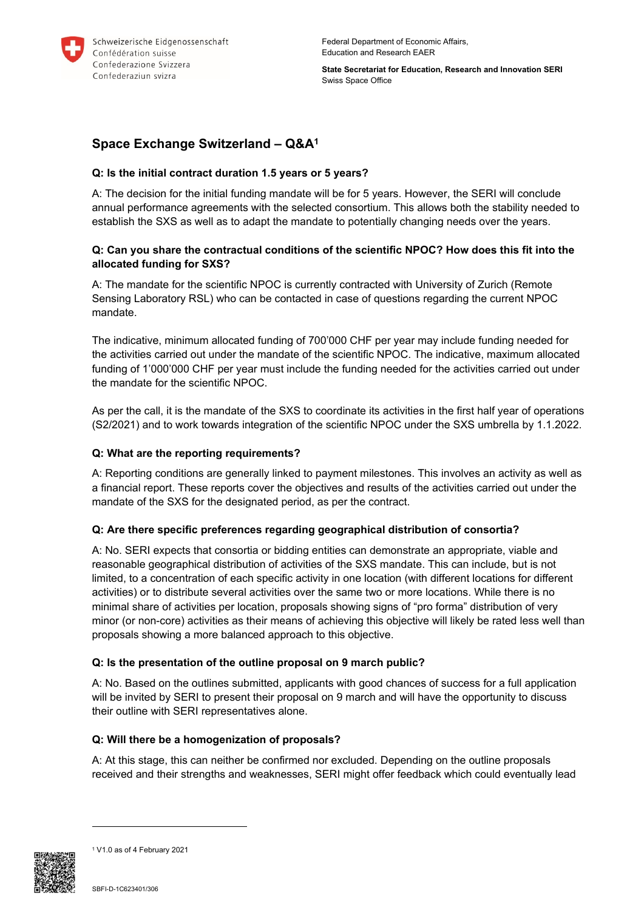Schweizerische Eidgenossenschaft
Confédération suisse
Confederazione Svizzera
Confederaziun svizra

Federal Department of Economic Affairs, Education and Research EAER

**State Secretariat for Education, Research and Innovation SERI**
Swiss Space Office

## Space Exchange Switzerland – Q&A[1]

### Q: Is the initial contract duration 1.5 years or 5 years?

A: The decision for the initial funding mandate will be for 5 years. However, the SERI will conclude annual performance agreements with the selected consortium. This allows both the stability needed to establish the SXS as well as to adapt the mandate to potentially changing needs over the years.

### Q: Can you share the contractual conditions of the scientific NPOC? How does this fit into the allocated funding for SXS?

A: The mandate for the scientific NPOC is currently contracted with University of Zurich (Remote Sensing Laboratory RSL) who can be contacted in case of questions regarding the current NPOC mandate.

The indicative, minimum allocated funding of 700'000 CHF per year may include funding needed for the activities carried out under the mandate of the scientific NPOC. The indicative, maximum allocated funding of 1'000'000 CHF per year must include the funding needed for the activities carried out under the mandate for the scientific NPOC.

As per the call, it is the mandate of the SXS to coordinate its activities in the first half year of operations (S2/2021) and to work towards integration of the scientific NPOC under the SXS umbrella by 1.1.2022.

### Q: What are the reporting requirements?

A: Reporting conditions are generally linked to payment milestones. This involves an activity as well as a financial report. These reports cover the objectives and results of the activities carried out under the mandate of the SXS for the designated period, as per the contract.

### Q: Are there specific preferences regarding geographical distribution of consortia?

A: No. SERI expects that consortia or bidding entities can demonstrate an appropriate, viable and reasonable geographical distribution of activities of the SXS mandate. This can include, but is not limited, to a concentration of each specific activity in one location (with different locations for different activities) or to distribute several activities over the same two or more locations. While there is no minimal share of activities per location, proposals showing signs of "pro forma" distribution of very minor (or non-core) activities as their means of achieving this objective will likely be rated less well than proposals showing a more balanced approach to this objective.

### Q: Is the presentation of the outline proposal on 9 march public?

A: No. Based on the outlines submitted, applicants with good chances of success for a full application will be invited by SERI to present their proposal on 9 march and will have the opportunity to discuss their outline with SERI representatives alone.

### Q: Will there be a homogenization of proposals?

A: At this stage, this can neither be confirmed nor excluded. Depending on the outline proposals received and their strengths and weaknesses, SERI might offer feedback which could eventually lead

[1] V1.0 as of 4 February 2021

SBFI-D-1C623401/306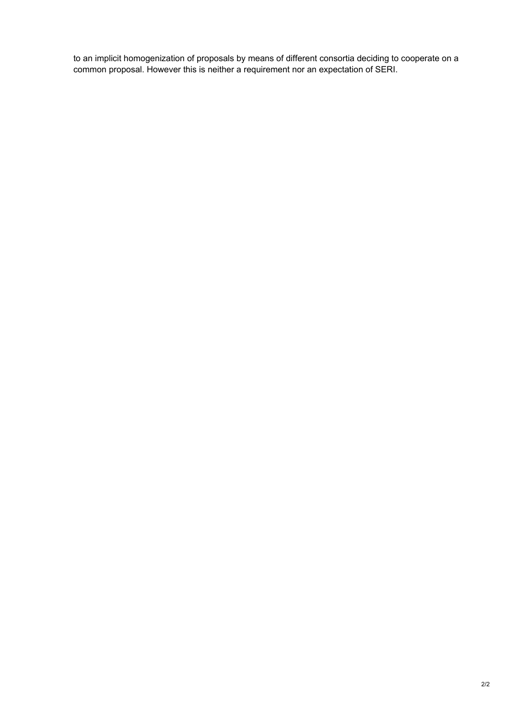to an implicit homogenization of proposals by means of different consortia deciding to cooperate on a common proposal. However this is neither a requirement nor an expectation of SERI.